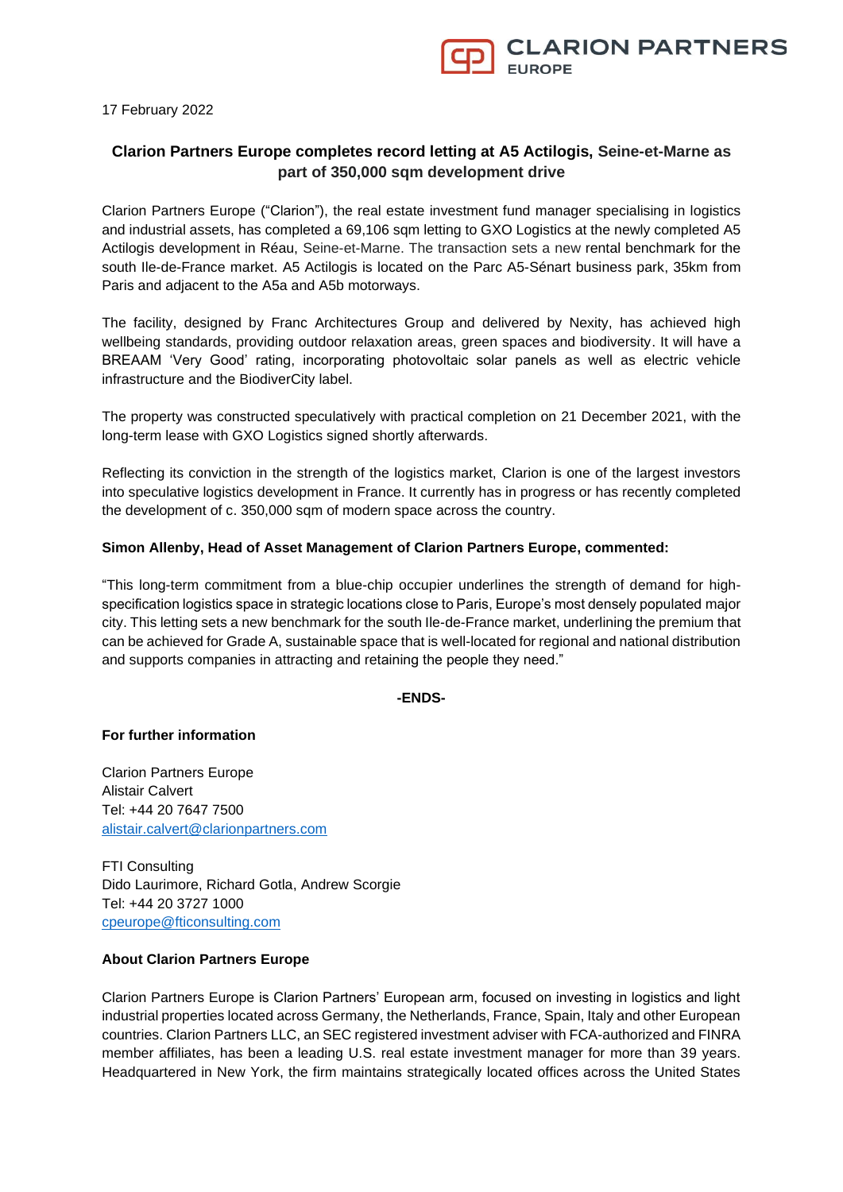17 February 2022

# Clarion Partners Europe completes record letting at A5 Actilogis, Seine-et-Marne as part of 350,000 sqm development drive

Clarion Partners Europe ("Clarion"), the real estate investment fund manager specialising in logistics and industrial assets, has completed a 69,106 sqm letting to GXO Logistics at the newly completed A5 Actilogis development in Réau, Seine-et-Marne. The transaction sets a new rental benchmark for the south Ile-de-France market. A5 Actilogis is located on the Parc A5-Sénart business park, 35km from Paris and adjacent to the A5a and A5b motorways.

The facility, designed by Franc Architectures Group and delivered by Nexity, has achieved high wellbeing standards, providing outdoor relaxation areas, green spaces and biodiversity. It will have a BREAAM 'Very Good' rating, incorporating photovoltaic solar panels as well as electric vehicle infrastructure and the BiodiverCity label.

The property was constructed speculatively with practical completion on 21 December 2021, with the long-term lease with GXO Logistics signed shortly afterwards.

Reflecting its conviction in the strength of the logistics market, Clarion is one of the largest investors into speculative logistics development in France. It currently has in progress or has recently completed the development of c. 350,000 sqm of modern space across the country.

**Simon Allenby, Head of Asset Management of Clarion Partners Europe, commented:**

"This long-term commitment from a blue-chip occupier underlines the strength of demand for high-specification logistics space in strategic locations close to Paris, Europe's most densely populated major city. This letting sets a new benchmark for the south Ile-de-France market, underlining the premium that can be achieved for Grade A, sustainable space that is well-located for regional and national distribution and supports companies in attracting and retaining the people they need."

**-ENDS-**

**For further information**

Clarion Partners Europe
Alistair Calvert
Tel: +44 20 7647 7500
alistair.calvert@clarionpartners.com

FTI Consulting
Dido Laurimore, Richard Gotla, Andrew Scorgie
Tel: +44 20 3727 1000
cpeurope@fticonsulting.com

**About Clarion Partners Europe**

Clarion Partners Europe is Clarion Partners' European arm, focused on investing in logistics and light industrial properties located across Germany, the Netherlands, France, Spain, Italy and other European countries. Clarion Partners LLC, an SEC registered investment adviser with FCA-authorized and FINRA member affiliates, has been a leading U.S. real estate investment manager for more than 39 years. Headquartered in New York, the firm maintains strategically located offices across the United States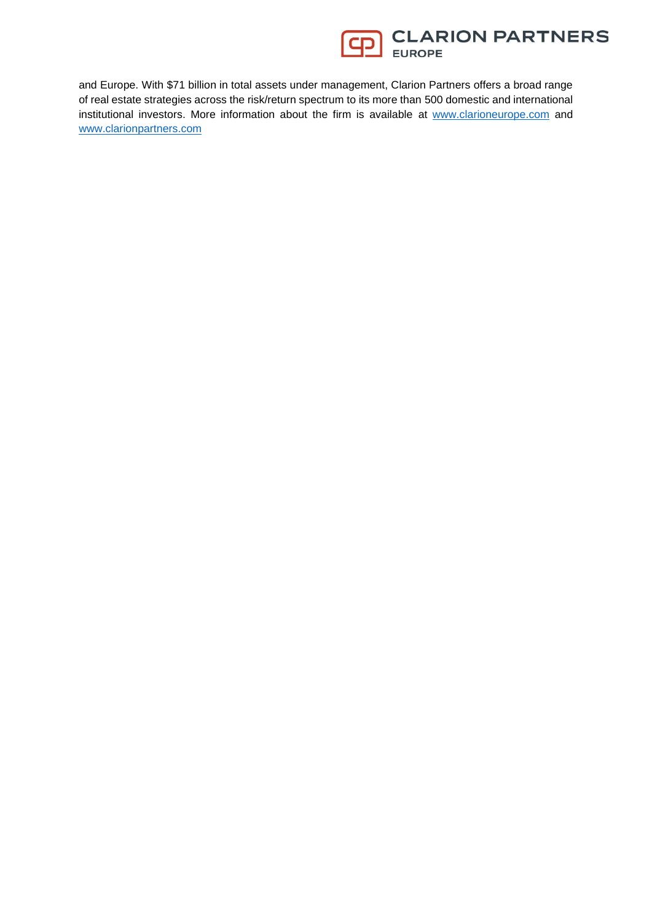and Europe. With $71 billion in total assets under management, Clarion Partners offers a broad range of real estate strategies across the risk/return spectrum to its more than 500 domestic and international institutional investors. More information about the firm is available at [www.clarioneurope.com](http://www.clarioneurope.com) and [www.clarionpartners.com](http://www.clarionpartners.com)